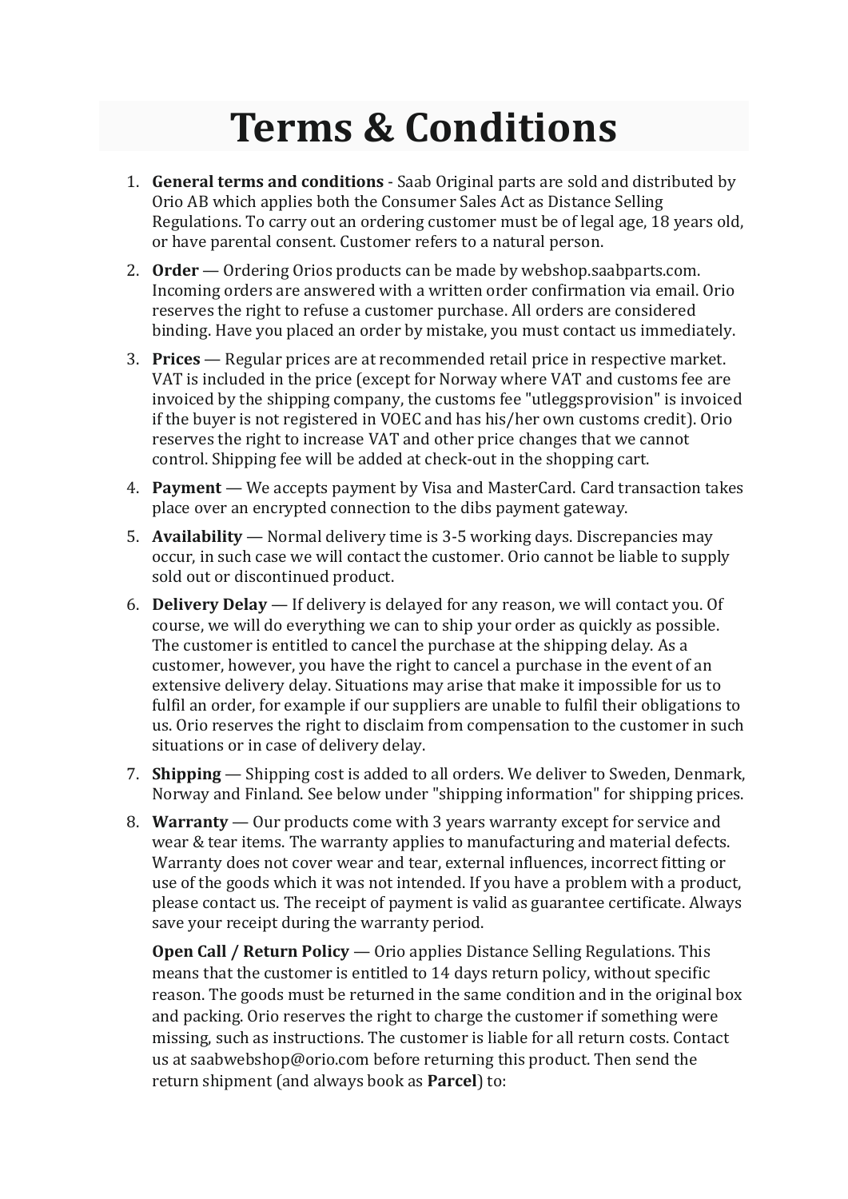# Terms & Conditions

1. **General terms and conditions** - Saab Original parts are sold and distributed by Orio AB which applies both the Consumer Sales Act as Distance Selling Regulations. To carry out an ordering customer must be of legal age, 18 years old, or have parental consent. Customer refers to a natural person.
2. **Order** — Ordering Orios products can be made by webshop.saabparts.com. Incoming orders are answered with a written order confirmation via email. Orio reserves the right to refuse a customer purchase. All orders are considered binding. Have you placed an order by mistake, you must contact us immediately.
3. **Prices** — Regular prices are at recommended retail price in respective market. VAT is included in the price (except for Norway where VAT and customs fee are invoiced by the shipping company, the customs fee "utleggsprovision" is invoiced if the buyer is not registered in VOEC and has his/her own customs credit). Orio reserves the right to increase VAT and other price changes that we cannot control. Shipping fee will be added at check-out in the shopping cart.
4. **Payment** — We accepts payment by Visa and MasterCard. Card transaction takes place over an encrypted connection to the dibs payment gateway.
5. **Availability** — Normal delivery time is 3-5 working days. Discrepancies may occur, in such case we will contact the customer. Orio cannot be liable to supply sold out or discontinued product.
6. **Delivery Delay** — If delivery is delayed for any reason, we will contact you. Of course, we will do everything we can to ship your order as quickly as possible. The customer is entitled to cancel the purchase at the shipping delay. As a customer, however, you have the right to cancel a purchase in the event of an extensive delivery delay. Situations may arise that make it impossible for us to fulfil an order, for example if our suppliers are unable to fulfil their obligations to us. Orio reserves the right to disclaim from compensation to the customer in such situations or in case of delivery delay.
7. **Shipping** — Shipping cost is added to all orders. We deliver to Sweden, Denmark, Norway and Finland. See below under "shipping information" for shipping prices.
8. **Warranty** — Our products come with 3 years warranty except for service and wear & tear items. The warranty applies to manufacturing and material defects. Warranty does not cover wear and tear, external influences, incorrect fitting or use of the goods which it was not intended. If you have a problem with a product, please contact us. The receipt of payment is valid as guarantee certificate. Always save your receipt during the warranty period.

   **Open Call / Return Policy** — Orio applies Distance Selling Regulations. This means that the customer is entitled to 14 days return policy, without specific reason. The goods must be returned in the same condition and in the original box and packing. Orio reserves the right to charge the customer if something were missing, such as instructions. The customer is liable for all return costs. Contact us at saabwebshop@orio.com before returning this product. Then send the return shipment (and always book as **Parcel**) to: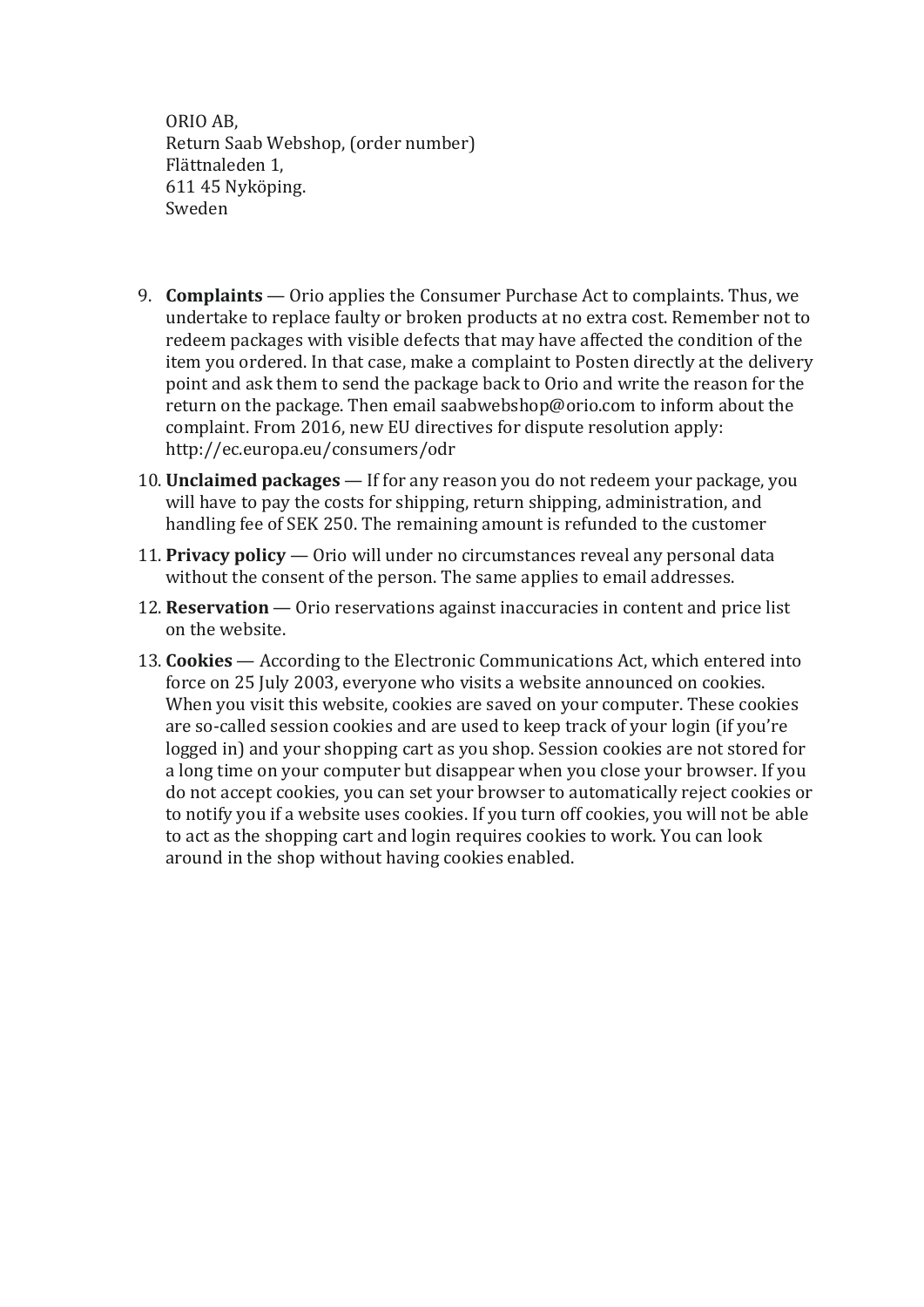ORIO AB,
Return Saab Webshop, (order number)
Flättnaleden 1,
611 45 Nyköping.
Sweden

9. **Complaints** — Orio applies the Consumer Purchase Act to complaints. Thus, we undertake to replace faulty or broken products at no extra cost. Remember not to redeem packages with visible defects that may have affected the condition of the item you ordered. In that case, make a complaint to Posten directly at the delivery point and ask them to send the package back to Orio and write the reason for the return on the package. Then email saabwebshop@orio.com to inform about the complaint. From 2016, new EU directives for dispute resolution apply: http://ec.europa.eu/consumers/odr
10. **Unclaimed packages** — If for any reason you do not redeem your package, you will have to pay the costs for shipping, return shipping, administration, and handling fee of SEK 250. The remaining amount is refunded to the customer
11. **Privacy policy** — Orio will under no circumstances reveal any personal data without the consent of the person. The same applies to email addresses.
12. **Reservation** — Orio reservations against inaccuracies in content and price list on the website.
13. **Cookies** — According to the Electronic Communications Act, which entered into force on 25 July 2003, everyone who visits a website announced on cookies. When you visit this website, cookies are saved on your computer. These cookies are so-called session cookies and are used to keep track of your login (if you're logged in) and your shopping cart as you shop. Session cookies are not stored for a long time on your computer but disappear when you close your browser. If you do not accept cookies, you can set your browser to automatically reject cookies or to notify you if a website uses cookies. If you turn off cookies, you will not be able to act as the shopping cart and login requires cookies to work. You can look around in the shop without having cookies enabled.